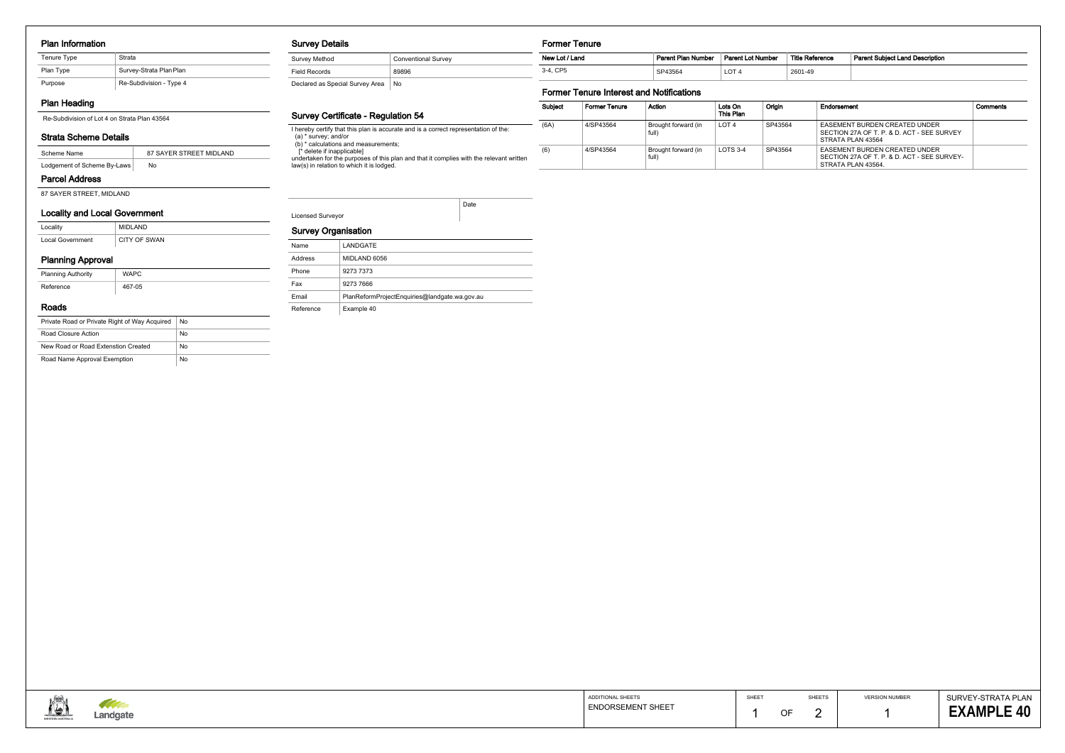## Plan Information

| Tenure Type | Strata |
| --- | --- |
| Plan Type | Survey-Strata Plan Plan |
| Purpose | Re-Subdivision - Type 4 |

## Plan Heading

Re-Subdivision of Lot 4 on Strata Plan 43564

## Strata Scheme Details

| Scheme Name | 87 SAYER STREET MIDLAND |
| --- | --- |
| Lodgement of Scheme By-Laws | No |

## Parcel Address

87 SAYER STREET, MIDLAND

## Locality and Local Government

| Locality | MIDLAND |
| --- | --- |
| Local Government | CITY OF SWAN |

## Planning Approval

| Planning Authority | WAPC |
| --- | --- |
| Reference | 467-05 |

## Roads

| Private Road or Private Right of Way Acquired | No |
| --- | --- |
| Road Closure Action | No |
| New Road or Road Extension Created | No |
| Road Name Approval Exemption | No |

## Survey Details

| Survey Method | Conventional Survey |
| --- | --- |
| Field Records | 89896 |
| Declared as Special Survey Area | No |

## Survey Certificate - Regulation 54

I hereby certify that this plan is accurate and is a correct representation of the:
(a) * survey; and/or
(b) * calculations and measurements;
[* delete if inapplicable]
undertaken for the purposes of this plan and that it complies with the relevant written law(s) in relation to which it is lodged.

| Licensed Surveyor | Date |
| --- | --- |

## Survey Organisation

| Name | LANDGATE |
| --- | --- |
| Address | MIDLAND 6056 |
| Phone | 9273 7373 |
| Fax | 9273 7666 |
| Email | PlanReformProjectEnquiries@landgate.wa.gov.au |
| Reference | Example 40 |

## Former Tenure

| New Lot / Land | Parent Plan Number | Parent Lot Number | Title Reference | Parent Subject Land Description |
| --- | --- | --- | --- | --- |
| 3-4, CP5 | SP43564 | LOT 4 | 2601-49 | |

## Former Tenure Interest and Notifications

| Subject | Former Tenure | Action | Lots On This Plan | Origin | Endorsement | Comments |
| --- | --- | --- | --- | --- | --- | --- |
| (6A) | 4/SP43564 | Brought forward (in full) | LOT 4 | SP43564 | EASEMENT BURDEN CREATED UNDER SECTION 27A OF T. P. & D. ACT - SEE SURVEY STRATA PLAN 43564 | |
| (6) | 4/SP43564 | Brought forward (in full) | LOTS 3-4 | SP43564 | EASEMENT BURDEN CREATED UNDER SECTION 27A OF T. P. & D. ACT - SEE SURVEY-STRATA PLAN 43564. | |

| ADDITIONAL SHEETS | SHEET | SHEETS | VERSION NUMBER | SURVEY-STRATA PLAN |
| --- | --- | --- | --- | --- |
| ENDORSEMENT SHEET | 1 OF | 2 | 1 | **EXAMPLE 40** |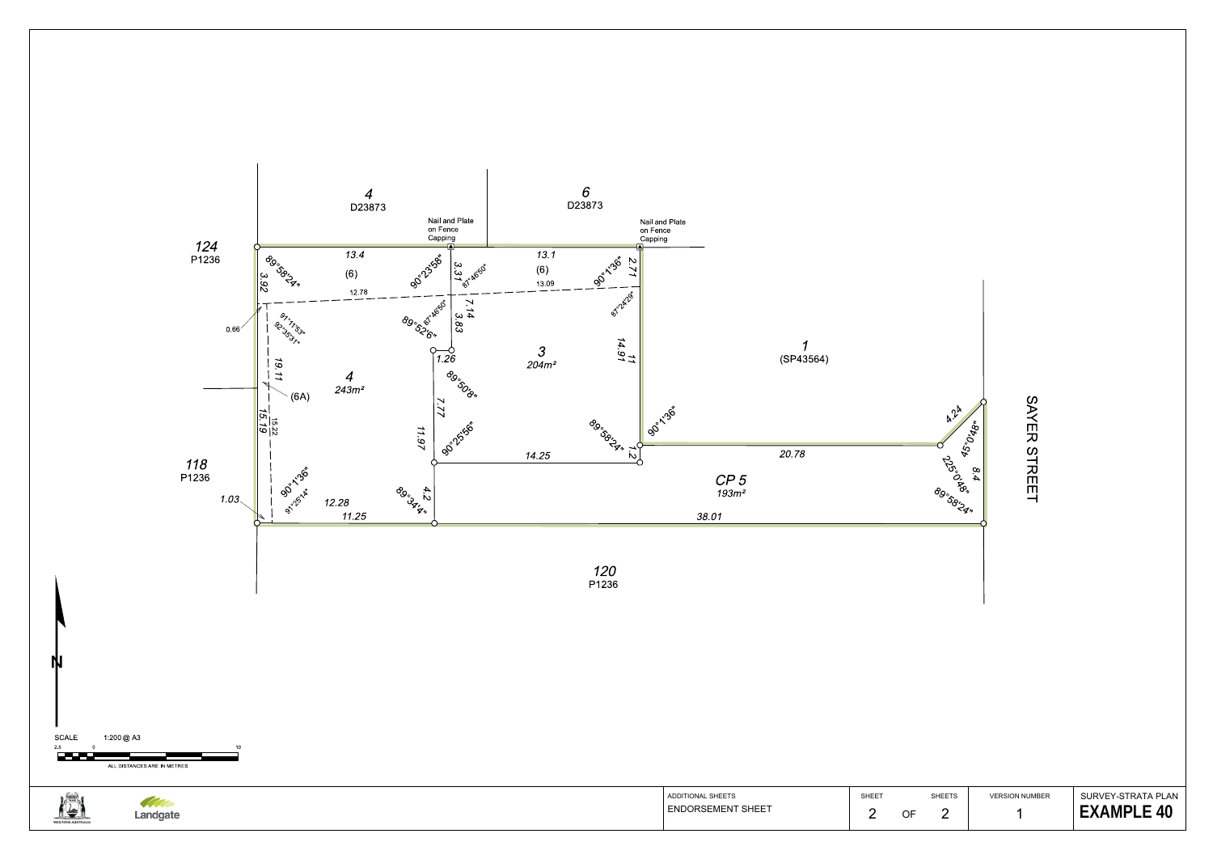4
D23873

6
D23873

Nail and Plate
on Fence
Capping

Nail and Plate
on Fence
Capping

124
P1236

13.4

13.1

89°58'24"

90°23'58"

3.31

87°46'50"

90°1'36"

2.71

(6)

(6)

3.92

12.78

13.09

87°24'29"

0.66

91°11'53"

92°35'31"

89°52'6"

87°46'50"

7.14

3.83

1.26

3

204m²

14.91

11

1

(SP43564)

19.11

4

243m²

(6A)

89°50'8"

15.19

15.22

7.77

11.97

90°25'56"

89°58'24"

1.2

90°1'36"

20.78

4.24

45°0'48"

225°0'48"

8.4

89°58'24"

14.25

118
P1236

90°1'36"

91°25'14"

1.03

12.28

89°34'4"

4.2

CP 5

193m²

11.25

38.01

120
P1236

SAYER STREET

N

SCALE 1:200 @ A3

2.5 0 10

ALL DISTANCES ARE IN METRES

WESTERN AUSTRALIA

Landgate

| ADDITIONAL SHEETS | SHEET | SHEETS | VERSION NUMBER | SURVEY-STRATA PLAN |
|---|---|---|---|---|
| ENDORSEMENT SHEET | 2 OF | 2 | 1 | **EXAMPLE 40** |